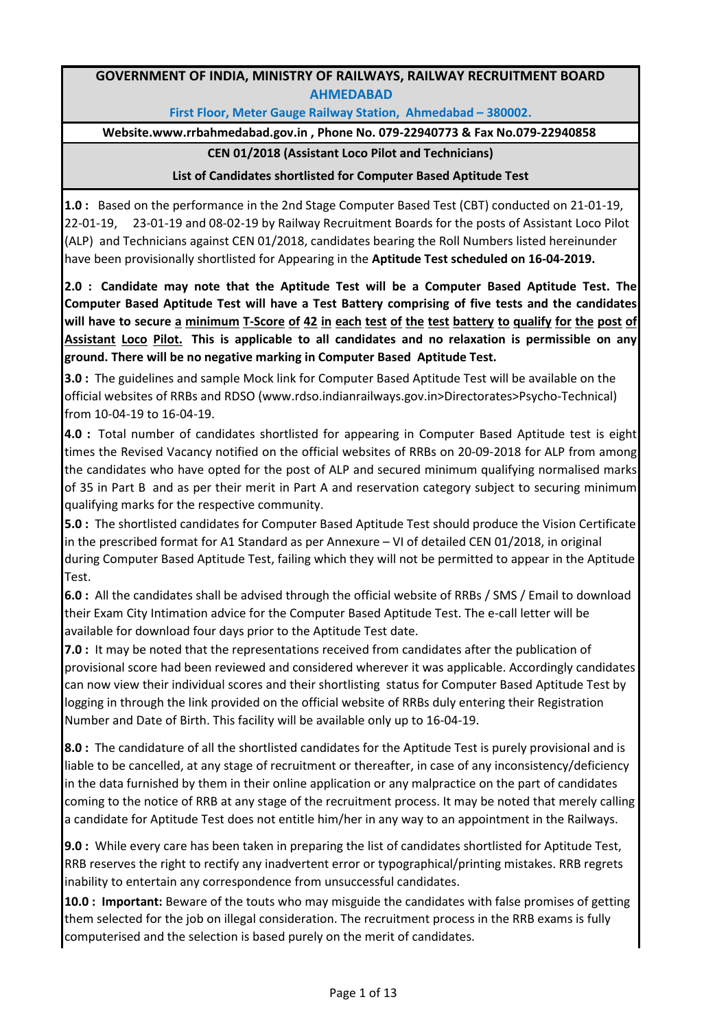# GOVERNMENT OF INDIA, MINISTRY OF RAILWAYS, RAILWAY RECRUITMENT BOARD AHMEDABAD

**First Floor, Meter Gauge Railway Station, Ahmedabad – 380002.**

**Website.www.rrbahmedabad.gov.in , Phone No. 079-22940773 & Fax No.079-22940858**

## CEN 01/2018 (Assistant Loco Pilot and Technicians)

## List of Candidates shortlisted for Computer Based Aptitude Test

**1.0 :** Based on the performance in the 2nd Stage Computer Based Test (CBT) conducted on 21-01-19, 22-01-19, 23-01-19 and 08-02-19 by Railway Recruitment Boards for the posts of Assistant Loco Pilot (ALP) and Technicians against CEN 01/2018, candidates bearing the Roll Numbers listed hereinunder have been provisionally shortlisted for Appearing in the **Aptitude Test scheduled on 16-04-2019.**

**2.0 : Candidate may note that the Aptitude Test will be a Computer Based Aptitude Test. The Computer Based Aptitude Test will have a Test Battery comprising of five tests and the candidates will have to secure a minimum T-Score of 42 in each test of the test battery to qualify for the post of Assistant Loco Pilot. This is applicable to all candidates and no relaxation is permissible on any ground. There will be no negative marking in Computer Based Aptitude Test.**

**3.0 :** The guidelines and sample Mock link for Computer Based Aptitude Test will be available on the official websites of RRBs and RDSO (www.rdso.indianrailways.gov.in>Directorates>Psycho-Technical) from 10-04-19 to 16-04-19.

**4.0 :** Total number of candidates shortlisted for appearing in Computer Based Aptitude test is eight times the Revised Vacancy notified on the official websites of RRBs on 20-09-2018 for ALP from among the candidates who have opted for the post of ALP and secured minimum qualifying normalised marks of 35 in Part B and as per their merit in Part A and reservation category subject to securing minimum qualifying marks for the respective community.

**5.0 :** The shortlisted candidates for Computer Based Aptitude Test should produce the Vision Certificate in the prescribed format for A1 Standard as per Annexure – VI of detailed CEN 01/2018, in original during Computer Based Aptitude Test, failing which they will not be permitted to appear in the Aptitude Test.

**6.0 :** All the candidates shall be advised through the official website of RRBs / SMS / Email to download their Exam City Intimation advice for the Computer Based Aptitude Test. The e-call letter will be available for download four days prior to the Aptitude Test date.

**7.0 :** It may be noted that the representations received from candidates after the publication of provisional score had been reviewed and considered wherever it was applicable. Accordingly candidates can now view their individual scores and their shortlisting status for Computer Based Aptitude Test by logging in through the link provided on the official website of RRBs duly entering their Registration Number and Date of Birth. This facility will be available only up to 16-04-19.

**8.0 :** The candidature of all the shortlisted candidates for the Aptitude Test is purely provisional and is liable to be cancelled, at any stage of recruitment or thereafter, in case of any inconsistency/deficiency in the data furnished by them in their online application or any malpractice on the part of candidates coming to the notice of RRB at any stage of the recruitment process. It may be noted that merely calling a candidate for Aptitude Test does not entitle him/her in any way to an appointment in the Railways.

**9.0 :** While every care has been taken in preparing the list of candidates shortlisted for Aptitude Test, RRB reserves the right to rectify any inadvertent error or typographical/printing mistakes. RRB regrets inability to entertain any correspondence from unsuccessful candidates.

**10.0 : Important:** Beware of the touts who may misguide the candidates with false promises of getting them selected for the job on illegal consideration. The recruitment process in the RRB exams is fully computerised and the selection is based purely on the merit of candidates.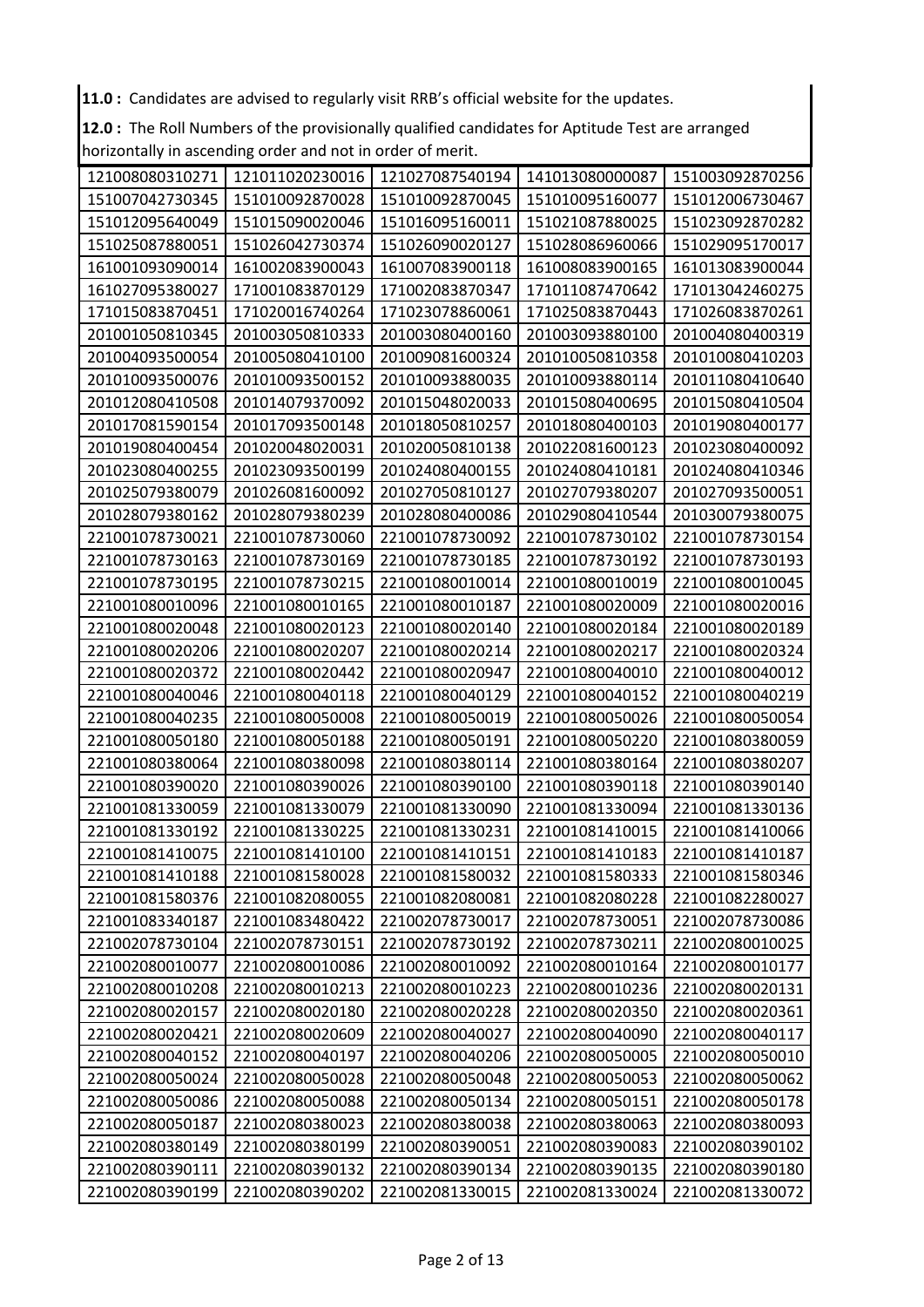**11.0 :** Candidates are advised to regularly visit RRB's official website for the updates.

**12.0 :** The Roll Numbers of the provisionally qualified candidates for Aptitude Test are arranged horizontally in ascending order and not in order of merit.

| | | | | |
|---|---|---|---|---|
| 121008080310271 | 121011020230016 | 121027087540194 | 141013080000087 | 151003092870256 |
| 151007042730345 | 151010092870028 | 151010092870045 | 151010095160077 | 151012006730467 |
| 151012095640049 | 151015090020046 | 151016095160011 | 151021087880025 | 151023092870282 |
| 151025087880051 | 151026042730374 | 151026090020127 | 151028086960066 | 151029095170017 |
| 161001093090014 | 161002083900043 | 161007083900118 | 161008083900165 | 161013083900044 |
| 161027095380027 | 171001083870129 | 171002083870347 | 171011087470642 | 171013042460275 |
| 171015083870451 | 171020016740264 | 171023078860061 | 171025083870443 | 171026083870261 |
| 201001050810345 | 201003050810333 | 201003080400160 | 201003093880100 | 201004080400319 |
| 201004093500054 | 201005080410100 | 201009081600324 | 201010050810358 | 201010080410203 |
| 201010093500076 | 201010093500152 | 201010093880035 | 201010093880114 | 201011080410640 |
| 201012080410508 | 201014079370092 | 201015048020033 | 201015080400695 | 201015080410504 |
| 201017081590154 | 201017093500148 | 201018050810257 | 201018080400103 | 201019080400177 |
| 201019080400454 | 201020048020031 | 201020050810138 | 201022081600123 | 201023080400092 |
| 201023080400255 | 201023093500199 | 201024080400155 | 201024080410181 | 201024080410346 |
| 201025079380079 | 201026081600092 | 201027050810127 | 201027079380207 | 201027093500051 |
| 201028079380162 | 201028079380239 | 201028080400086 | 201029080410544 | 201030079380075 |
| 221001078730021 | 221001078730060 | 221001078730092 | 221001078730102 | 221001078730154 |
| 221001078730163 | 221001078730169 | 221001078730185 | 221001078730192 | 221001078730193 |
| 221001078730195 | 221001078730215 | 221001080010014 | 221001080010019 | 221001080010045 |
| 221001080010096 | 221001080010165 | 221001080010187 | 221001080020009 | 221001080020016 |
| 221001080020048 | 221001080020123 | 221001080020140 | 221001080020184 | 221001080020189 |
| 221001080020206 | 221001080020207 | 221001080020214 | 221001080020217 | 221001080020324 |
| 221001080020372 | 221001080020442 | 221001080020947 | 221001080040010 | 221001080040012 |
| 221001080040046 | 221001080040118 | 221001080040129 | 221001080040152 | 221001080040219 |
| 221001080040235 | 221001080050008 | 221001080050019 | 221001080050026 | 221001080050054 |
| 221001080050180 | 221001080050188 | 221001080050191 | 221001080050220 | 221001080380059 |
| 221001080380064 | 221001080380098 | 221001080380114 | 221001080380164 | 221001080380207 |
| 221001080390020 | 221001080390026 | 221001080390100 | 221001080390118 | 221001080390140 |
| 221001081330059 | 221001081330079 | 221001081330090 | 221001081330094 | 221001081330136 |
| 221001081330192 | 221001081330225 | 221001081330231 | 221001081410015 | 221001081410066 |
| 221001081410075 | 221001081410100 | 221001081410151 | 221001081410183 | 221001081410187 |
| 221001081410188 | 221001081580028 | 221001081580032 | 221001081580333 | 221001081580346 |
| 221001081580376 | 221001082080055 | 221001082080081 | 221001082080228 | 221001082280027 |
| 221001083340187 | 221001083480422 | 221002078730017 | 221002078730051 | 221002078730086 |
| 221002078730104 | 221002078730151 | 221002078730192 | 221002078730211 | 221002080010025 |
| 221002080010077 | 221002080010086 | 221002080010092 | 221002080010164 | 221002080010177 |
| 221002080010208 | 221002080010213 | 221002080010223 | 221002080010236 | 221002080020131 |
| 221002080020157 | 221002080020180 | 221002080020228 | 221002080020350 | 221002080020361 |
| 221002080020421 | 221002080020609 | 221002080040027 | 221002080040090 | 221002080040117 |
| 221002080040152 | 221002080040197 | 221002080040206 | 221002080050005 | 221002080050010 |
| 221002080050024 | 221002080050028 | 221002080050048 | 221002080050053 | 221002080050062 |
| 221002080050086 | 221002080050088 | 221002080050134 | 221002080050151 | 221002080050178 |
| 221002080050187 | 221002080380023 | 221002080380038 | 221002080380063 | 221002080380093 |
| 221002080380149 | 221002080380199 | 221002080390051 | 221002080390083 | 221002080390102 |
| 221002080390111 | 221002080390132 | 221002080390134 | 221002080390135 | 221002080390180 |
| 221002080390199 | 221002080390202 | 221002081330015 | 221002081330024 | 221002081330072 |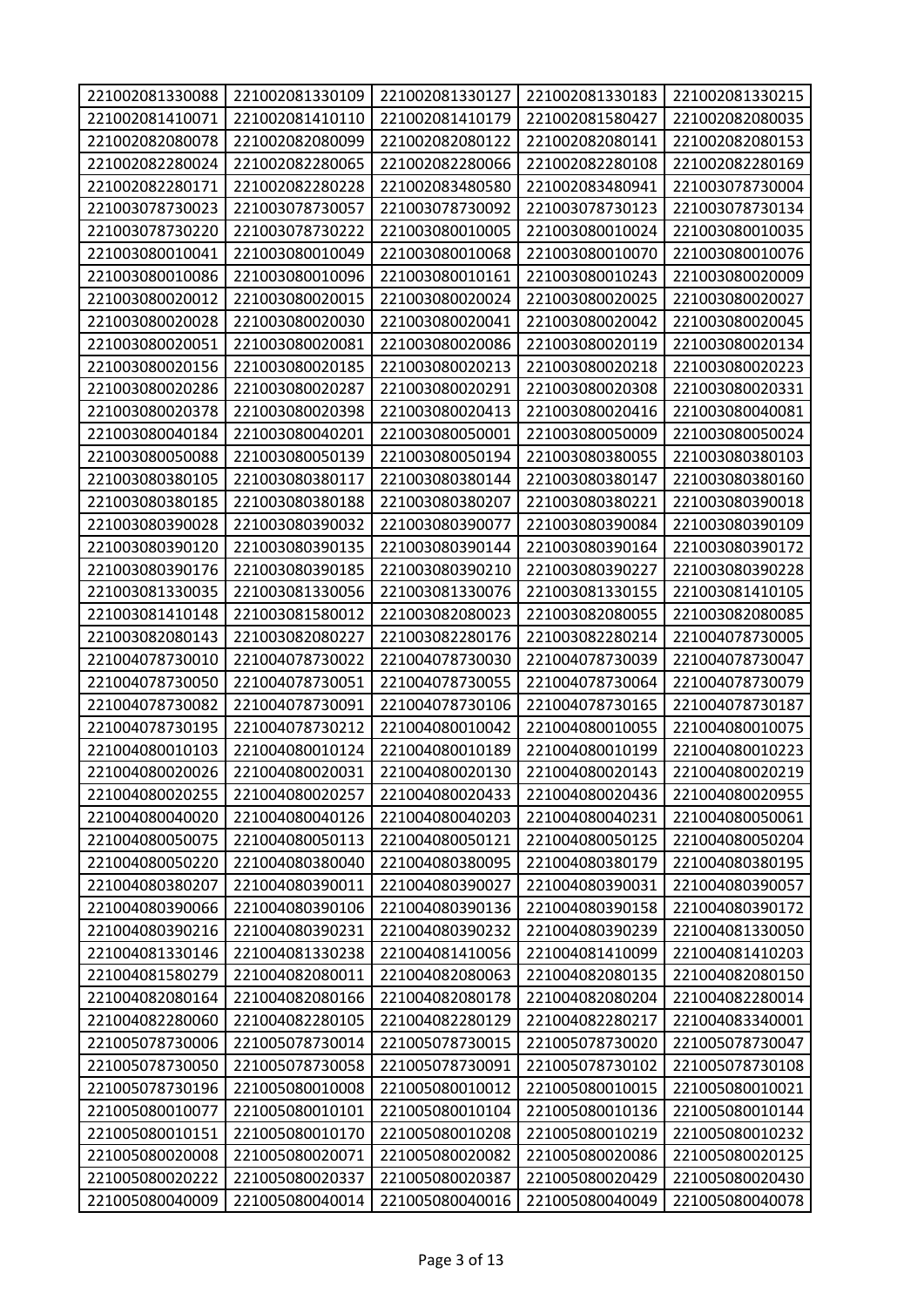| 221002081330088 | 221002081330109 | 221002081330127 | 221002081330183 | 221002081330215 |
|---|---|---|---|---|
| 221002081410071 | 221002081410110 | 221002081410179 | 221002081580427 | 221002082080035 |
| 221002082080078 | 221002082080099 | 221002082080122 | 221002082080141 | 221002082080153 |
| 221002082280024 | 221002082280065 | 221002082280066 | 221002082280108 | 221002082280169 |
| 221002082280171 | 221002082280228 | 221002083480580 | 221002083480941 | 221003078730004 |
| 221003078730023 | 221003078730057 | 221003078730092 | 221003078730123 | 221003078730134 |
| 221003078730220 | 221003078730222 | 221003080010005 | 221003080010024 | 221003080010035 |
| 221003080010041 | 221003080010049 | 221003080010068 | 221003080010070 | 221003080010076 |
| 221003080010086 | 221003080010096 | 221003080010161 | 221003080010243 | 221003080020009 |
| 221003080020012 | 221003080020015 | 221003080020024 | 221003080020025 | 221003080020027 |
| 221003080020028 | 221003080020030 | 221003080020041 | 221003080020042 | 221003080020045 |
| 221003080020051 | 221003080020081 | 221003080020086 | 221003080020119 | 221003080020134 |
| 221003080020156 | 221003080020185 | 221003080020213 | 221003080020218 | 221003080020223 |
| 221003080020286 | 221003080020287 | 221003080020291 | 221003080020308 | 221003080020331 |
| 221003080020378 | 221003080020398 | 221003080020413 | 221003080020416 | 221003080040081 |
| 221003080040184 | 221003080040201 | 221003080050001 | 221003080050009 | 221003080050024 |
| 221003080050088 | 221003080050139 | 221003080050194 | 221003080380055 | 221003080380103 |
| 221003080380105 | 221003080380117 | 221003080380144 | 221003080380147 | 221003080380160 |
| 221003080380185 | 221003080380188 | 221003080380207 | 221003080380221 | 221003080390018 |
| 221003080390028 | 221003080390032 | 221003080390077 | 221003080390084 | 221003080390109 |
| 221003080390120 | 221003080390135 | 221003080390144 | 221003080390164 | 221003080390172 |
| 221003080390176 | 221003080390185 | 221003080390210 | 221003080390227 | 221003080390228 |
| 221003081330035 | 221003081330056 | 221003081330076 | 221003081330155 | 221003081410105 |
| 221003081410148 | 221003081580012 | 221003082080023 | 221003082080055 | 221003082080085 |
| 221003082080143 | 221003082080227 | 221003082280176 | 221003082280214 | 221004078730005 |
| 221004078730010 | 221004078730022 | 221004078730030 | 221004078730039 | 221004078730047 |
| 221004078730050 | 221004078730051 | 221004078730055 | 221004078730064 | 221004078730079 |
| 221004078730082 | 221004078730091 | 221004078730106 | 221004078730165 | 221004078730187 |
| 221004078730195 | 221004078730212 | 221004080010042 | 221004080010055 | 221004080010075 |
| 221004080010103 | 221004080010124 | 221004080010189 | 221004080010199 | 221004080010223 |
| 221004080020026 | 221004080020031 | 221004080020130 | 221004080020143 | 221004080020219 |
| 221004080020255 | 221004080020257 | 221004080020433 | 221004080020436 | 221004080020955 |
| 221004080040020 | 221004080040126 | 221004080040203 | 221004080040231 | 221004080050061 |
| 221004080050075 | 221004080050113 | 221004080050121 | 221004080050125 | 221004080050204 |
| 221004080050220 | 221004080380040 | 221004080380095 | 221004080380179 | 221004080380195 |
| 221004080380207 | 221004080390011 | 221004080390027 | 221004080390031 | 221004080390057 |
| 221004080390066 | 221004080390106 | 221004080390136 | 221004080390158 | 221004080390172 |
| 221004080390216 | 221004080390231 | 221004080390232 | 221004080390239 | 221004081330050 |
| 221004081330146 | 221004081330238 | 221004081410056 | 221004081410099 | 221004081410203 |
| 221004081580279 | 221004082080011 | 221004082080063 | 221004082080135 | 221004082080150 |
| 221004082080164 | 221004082080166 | 221004082080178 | 221004082080204 | 221004082280014 |
| 221004082280060 | 221004082280105 | 221004082280129 | 221004082280217 | 221004083340001 |
| 221005078730006 | 221005078730014 | 221005078730015 | 221005078730020 | 221005078730047 |
| 221005078730050 | 221005078730058 | 221005078730091 | 221005078730102 | 221005078730108 |
| 221005078730196 | 221005080010008 | 221005080010012 | 221005080010015 | 221005080010021 |
| 221005080010077 | 221005080010101 | 221005080010104 | 221005080010136 | 221005080010144 |
| 221005080010151 | 221005080010170 | 221005080010208 | 221005080010219 | 221005080010232 |
| 221005080020008 | 221005080020071 | 221005080020082 | 221005080020086 | 221005080020125 |
| 221005080020222 | 221005080020337 | 221005080020387 | 221005080020429 | 221005080020430 |
| 221005080040009 | 221005080040014 | 221005080040016 | 221005080040049 | 221005080040078 |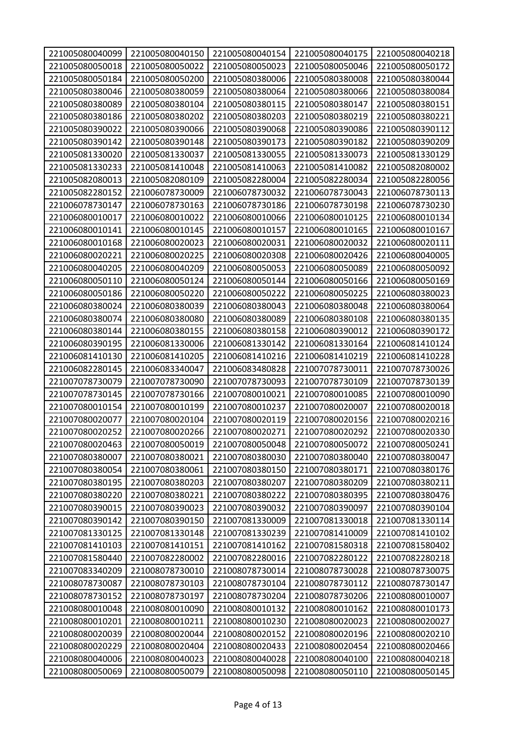| 221005080040099 | 221005080040150 | 221005080040154 | 221005080040175 | 221005080040218 |
|---|---|---|---|---|
| 221005080050018 | 221005080050022 | 221005080050023 | 221005080050046 | 221005080050172 |
| 221005080050184 | 221005080050200 | 221005080380006 | 221005080380008 | 221005080380044 |
| 221005080380046 | 221005080380059 | 221005080380064 | 221005080380066 | 221005080380084 |
| 221005080380089 | 221005080380104 | 221005080380115 | 221005080380147 | 221005080380151 |
| 221005080380186 | 221005080380202 | 221005080380203 | 221005080380219 | 221005080380221 |
| 221005080390022 | 221005080390066 | 221005080390068 | 221005080390086 | 221005080390112 |
| 221005080390142 | 221005080390148 | 221005080390173 | 221005080390182 | 221005080390209 |
| 221005081330020 | 221005081330037 | 221005081330055 | 221005081330073 | 221005081330129 |
| 221005081330233 | 221005081410048 | 221005081410063 | 221005081410082 | 221005082080002 |
| 221005082080013 | 221005082080109 | 221005082280004 | 221005082280034 | 221005082280056 |
| 221005082280152 | 221006078730009 | 221006078730032 | 221006078730043 | 221006078730113 |
| 221006078730147 | 221006078730163 | 221006078730186 | 221006078730198 | 221006078730230 |
| 221006080010017 | 221006080010022 | 221006080010066 | 221006080010125 | 221006080010134 |
| 221006080010141 | 221006080010145 | 221006080010157 | 221006080010165 | 221006080010167 |
| 221006080010168 | 221006080020023 | 221006080020031 | 221006080020032 | 221006080020111 |
| 221006080020221 | 221006080020225 | 221006080020308 | 221006080020426 | 221006080040005 |
| 221006080040205 | 221006080040209 | 221006080050053 | 221006080050089 | 221006080050092 |
| 221006080050110 | 221006080050124 | 221006080050144 | 221006080050166 | 221006080050169 |
| 221006080050186 | 221006080050220 | 221006080050222 | 221006080050225 | 221006080380023 |
| 221006080380024 | 221006080380039 | 221006080380043 | 221006080380048 | 221006080380064 |
| 221006080380074 | 221006080380080 | 221006080380089 | 221006080380108 | 221006080380135 |
| 221006080380144 | 221006080380155 | 221006080380158 | 221006080390012 | 221006080390172 |
| 221006080390195 | 221006081330006 | 221006081330142 | 221006081330164 | 221006081410124 |
| 221006081410130 | 221006081410205 | 221006081410216 | 221006081410219 | 221006081410228 |
| 221006082280145 | 221006083340047 | 221006083480828 | 221007078730011 | 221007078730026 |
| 221007078730079 | 221007078730090 | 221007078730093 | 221007078730109 | 221007078730139 |
| 221007078730145 | 221007078730166 | 221007080010021 | 221007080010085 | 221007080010090 |
| 221007080010154 | 221007080010199 | 221007080010237 | 221007080020007 | 221007080020018 |
| 221007080020077 | 221007080020104 | 221007080020119 | 221007080020156 | 221007080020216 |
| 221007080020252 | 221007080020266 | 221007080020271 | 221007080020292 | 221007080020330 |
| 221007080020463 | 221007080050019 | 221007080050048 | 221007080050072 | 221007080050241 |
| 221007080380007 | 221007080380021 | 221007080380030 | 221007080380040 | 221007080380047 |
| 221007080380054 | 221007080380061 | 221007080380150 | 221007080380171 | 221007080380176 |
| 221007080380195 | 221007080380203 | 221007080380207 | 221007080380209 | 221007080380211 |
| 221007080380220 | 221007080380221 | 221007080380222 | 221007080380395 | 221007080380476 |
| 221007080390015 | 221007080390023 | 221007080390032 | 221007080390097 | 221007080390104 |
| 221007080390142 | 221007080390150 | 221007081330009 | 221007081330018 | 221007081330114 |
| 221007081330125 | 221007081330148 | 221007081330239 | 221007081410009 | 221007081410102 |
| 221007081410103 | 221007081410151 | 221007081410162 | 221007081580318 | 221007081580402 |
| 221007081580440 | 221007082280002 | 221007082280016 | 221007082280122 | 221007082280218 |
| 221007083340209 | 221008078730010 | 221008078730014 | 221008078730028 | 221008078730075 |
| 221008078730087 | 221008078730103 | 221008078730104 | 221008078730112 | 221008078730147 |
| 221008078730152 | 221008078730197 | 221008078730204 | 221008078730206 | 221008080010007 |
| 221008080010048 | 221008080010090 | 221008080010132 | 221008080010162 | 221008080010173 |
| 221008080010201 | 221008080010211 | 221008080010230 | 221008080020023 | 221008080020027 |
| 221008080020039 | 221008080020044 | 221008080020152 | 221008080020196 | 221008080020210 |
| 221008080020229 | 221008080020404 | 221008080020433 | 221008080020454 | 221008080020466 |
| 221008080040006 | 221008080040023 | 221008080040028 | 221008080040100 | 221008080040218 |
| 221008080050069 | 221008080050079 | 221008080050098 | 221008080050110 | 221008080050145 |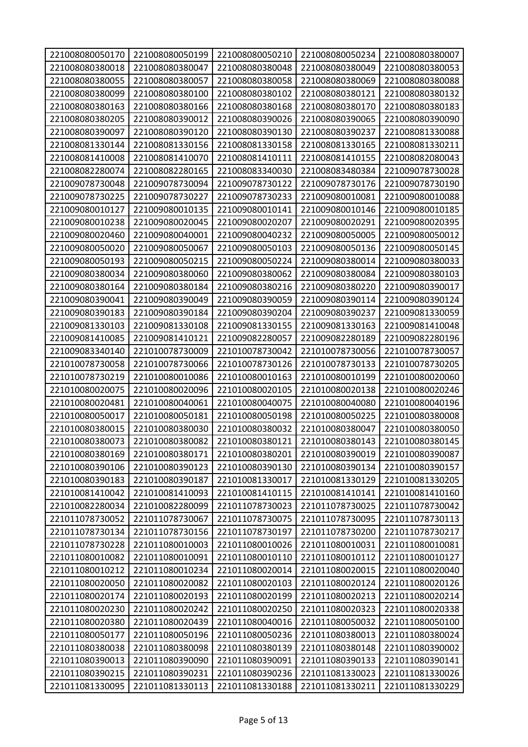| 221008080050170 | 221008080050199 | 221008080050210 | 221008080050234 | 221008080380007 |
|---|---|---|---|---|
| 221008080380018 | 221008080380047 | 221008080380048 | 221008080380049 | 221008080380053 |
| 221008080380055 | 221008080380057 | 221008080380058 | 221008080380069 | 221008080380088 |
| 221008080380099 | 221008080380100 | 221008080380102 | 221008080380121 | 221008080380132 |
| 221008080380163 | 221008080380166 | 221008080380168 | 221008080380170 | 221008080380183 |
| 221008080380205 | 221008080390012 | 221008080390026 | 221008080390065 | 221008080390090 |
| 221008080390097 | 221008080390120 | 221008080390130 | 221008080390237 | 221008081330088 |
| 221008081330144 | 221008081330156 | 221008081330158 | 221008081330165 | 221008081330211 |
| 221008081410008 | 221008081410070 | 221008081410111 | 221008081410155 | 221008082080043 |
| 221008082280074 | 221008082280165 | 221008083340030 | 221008083480384 | 221009078730028 |
| 221009078730048 | 221009078730094 | 221009078730122 | 221009078730176 | 221009078730190 |
| 221009078730225 | 221009078730227 | 221009078730233 | 221009080010081 | 221009080010088 |
| 221009080010127 | 221009080010135 | 221009080010141 | 221009080010146 | 221009080010185 |
| 221009080010238 | 221009080020045 | 221009080020207 | 221009080020291 | 221009080020395 |
| 221009080020460 | 221009080040001 | 221009080040232 | 221009080050005 | 221009080050012 |
| 221009080050020 | 221009080050067 | 221009080050103 | 221009080050136 | 221009080050145 |
| 221009080050193 | 221009080050215 | 221009080050224 | 221009080380014 | 221009080380033 |
| 221009080380034 | 221009080380060 | 221009080380062 | 221009080380084 | 221009080380103 |
| 221009080380164 | 221009080380184 | 221009080380216 | 221009080380220 | 221009080390017 |
| 221009080390041 | 221009080390049 | 221009080390059 | 221009080390114 | 221009080390124 |
| 221009080390183 | 221009080390184 | 221009080390204 | 221009080390237 | 221009081330059 |
| 221009081330103 | 221009081330108 | 221009081330155 | 221009081330163 | 221009081410048 |
| 221009081410085 | 221009081410121 | 221009082280057 | 221009082280189 | 221009082280196 |
| 221009083340140 | 221010078730009 | 221010078730042 | 221010078730056 | 221010078730057 |
| 221010078730058 | 221010078730066 | 221010078730126 | 221010078730133 | 221010078730205 |
| 221010078730219 | 221010080010086 | 221010080010163 | 221010080010199 | 221010080020060 |
| 221010080020075 | 221010080020096 | 221010080020105 | 221010080020138 | 221010080020246 |
| 221010080020481 | 221010080040061 | 221010080040075 | 221010080040080 | 221010080040196 |
| 221010080050017 | 221010080050181 | 221010080050198 | 221010080050225 | 221010080380008 |
| 221010080380015 | 221010080380030 | 221010080380032 | 221010080380047 | 221010080380050 |
| 221010080380073 | 221010080380082 | 221010080380121 | 221010080380143 | 221010080380145 |
| 221010080380169 | 221010080380171 | 221010080380201 | 221010080390019 | 221010080390087 |
| 221010080390106 | 221010080390123 | 221010080390130 | 221010080390134 | 221010080390157 |
| 221010080390183 | 221010080390187 | 221010081330017 | 221010081330129 | 221010081330205 |
| 221010081410042 | 221010081410093 | 221010081410115 | 221010081410141 | 221010081410160 |
| 221010082280034 | 221010082280099 | 221011078730023 | 221011078730025 | 221011078730042 |
| 221011078730052 | 221011078730067 | 221011078730075 | 221011078730095 | 221011078730113 |
| 221011078730134 | 221011078730156 | 221011078730197 | 221011078730200 | 221011078730217 |
| 221011078730228 | 221011080010003 | 221011080010026 | 221011080010031 | 221011080010081 |
| 221011080010082 | 221011080010091 | 221011080010110 | 221011080010112 | 221011080010127 |
| 221011080010212 | 221011080010234 | 221011080020014 | 221011080020015 | 221011080020040 |
| 221011080020050 | 221011080020082 | 221011080020103 | 221011080020124 | 221011080020126 |
| 221011080020174 | 221011080020193 | 221011080020199 | 221011080020213 | 221011080020214 |
| 221011080020230 | 221011080020242 | 221011080020250 | 221011080020323 | 221011080020338 |
| 221011080020380 | 221011080020439 | 221011080040016 | 221011080050032 | 221011080050100 |
| 221011080050177 | 221011080050196 | 221011080050236 | 221011080380013 | 221011080380024 |
| 221011080380038 | 221011080380098 | 221011080380139 | 221011080380148 | 221011080390002 |
| 221011080390013 | 221011080390090 | 221011080390091 | 221011080390133 | 221011080390141 |
| 221011080390215 | 221011080390231 | 221011080390236 | 221011081330023 | 221011081330026 |
| 221011081330095 | 221011081330113 | 221011081330188 | 221011081330211 | 221011081330229 |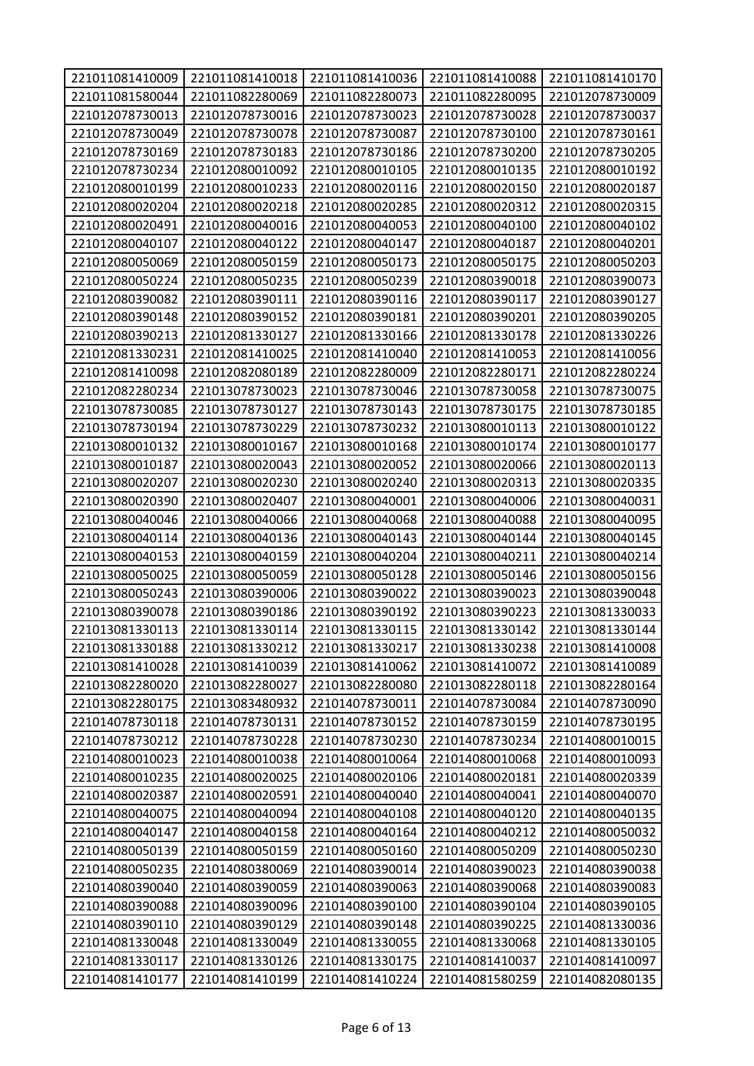| 221011081410009 | 221011081410018 | 221011081410036 | 221011081410088 | 221011081410170 |
|---|---|---|---|---|
| 221011081580044 | 221011082280069 | 221011082280073 | 221011082280095 | 221012078730009 |
| 221012078730013 | 221012078730016 | 221012078730023 | 221012078730028 | 221012078730037 |
| 221012078730049 | 221012078730078 | 221012078730087 | 221012078730100 | 221012078730161 |
| 221012078730169 | 221012078730183 | 221012078730186 | 221012078730200 | 221012078730205 |
| 221012078730234 | 221012080010092 | 221012080010105 | 221012080010135 | 221012080010192 |
| 221012080010199 | 221012080010233 | 221012080020116 | 221012080020150 | 221012080020187 |
| 221012080020204 | 221012080020218 | 221012080020285 | 221012080020312 | 221012080020315 |
| 221012080020491 | 221012080040016 | 221012080040053 | 221012080040100 | 221012080040102 |
| 221012080040107 | 221012080040122 | 221012080040147 | 221012080040187 | 221012080040201 |
| 221012080050069 | 221012080050159 | 221012080050173 | 221012080050175 | 221012080050203 |
| 221012080050224 | 221012080050235 | 221012080050239 | 221012080390018 | 221012080390073 |
| 221012080390082 | 221012080390111 | 221012080390116 | 221012080390117 | 221012080390127 |
| 221012080390148 | 221012080390152 | 221012080390181 | 221012080390201 | 221012080390205 |
| 221012080390213 | 221012081330127 | 221012081330166 | 221012081330178 | 221012081330226 |
| 221012081330231 | 221012081410025 | 221012081410040 | 221012081410053 | 221012081410056 |
| 221012081410098 | 221012082080189 | 221012082280009 | 221012082280171 | 221012082280224 |
| 221012082280234 | 221013078730023 | 221013078730046 | 221013078730058 | 221013078730075 |
| 221013078730085 | 221013078730127 | 221013078730143 | 221013078730175 | 221013078730185 |
| 221013078730194 | 221013078730229 | 221013078730232 | 221013080010113 | 221013080010122 |
| 221013080010132 | 221013080010167 | 221013080010168 | 221013080010174 | 221013080010177 |
| 221013080010187 | 221013080020043 | 221013080020052 | 221013080020066 | 221013080020113 |
| 221013080020207 | 221013080020230 | 221013080020240 | 221013080020313 | 221013080020335 |
| 221013080020390 | 221013080020407 | 221013080040001 | 221013080040006 | 221013080040031 |
| 221013080040046 | 221013080040066 | 221013080040068 | 221013080040088 | 221013080040095 |
| 221013080040114 | 221013080040136 | 221013080040143 | 221013080040144 | 221013080040145 |
| 221013080040153 | 221013080040159 | 221013080040204 | 221013080040211 | 221013080040214 |
| 221013080050025 | 221013080050059 | 221013080050128 | 221013080050146 | 221013080050156 |
| 221013080050243 | 221013080390006 | 221013080390022 | 221013080390023 | 221013080390048 |
| 221013080390078 | 221013080390186 | 221013080390192 | 221013080390223 | 221013081330033 |
| 221013081330113 | 221013081330114 | 221013081330115 | 221013081330142 | 221013081330144 |
| 221013081330188 | 221013081330212 | 221013081330217 | 221013081330238 | 221013081410008 |
| 221013081410028 | 221013081410039 | 221013081410062 | 221013081410072 | 221013081410089 |
| 221013082280020 | 221013082280027 | 221013082280080 | 221013082280118 | 221013082280164 |
| 221013082280175 | 221013083480932 | 221014078730011 | 221014078730084 | 221014078730090 |
| 221014078730118 | 221014078730131 | 221014078730152 | 221014078730159 | 221014078730195 |
| 221014078730212 | 221014078730228 | 221014078730230 | 221014078730234 | 221014080010015 |
| 221014080010023 | 221014080010038 | 221014080010064 | 221014080010068 | 221014080010093 |
| 221014080010235 | 221014080020025 | 221014080020106 | 221014080020181 | 221014080020339 |
| 221014080020387 | 221014080020591 | 221014080040040 | 221014080040041 | 221014080040070 |
| 221014080040075 | 221014080040094 | 221014080040108 | 221014080040120 | 221014080040135 |
| 221014080040147 | 221014080040158 | 221014080040164 | 221014080040212 | 221014080050032 |
| 221014080050139 | 221014080050159 | 221014080050160 | 221014080050209 | 221014080050230 |
| 221014080050235 | 221014080380069 | 221014080390014 | 221014080390023 | 221014080390038 |
| 221014080390040 | 221014080390059 | 221014080390063 | 221014080390068 | 221014080390083 |
| 221014080390088 | 221014080390096 | 221014080390100 | 221014080390104 | 221014080390105 |
| 221014080390110 | 221014080390129 | 221014080390148 | 221014080390225 | 221014081330036 |
| 221014081330048 | 221014081330049 | 221014081330055 | 221014081330068 | 221014081330105 |
| 221014081330117 | 221014081330126 | 221014081330175 | 221014081410037 | 221014081410097 |
| 221014081410177 | 221014081410199 | 221014081410224 | 221014081580259 | 221014082080135 |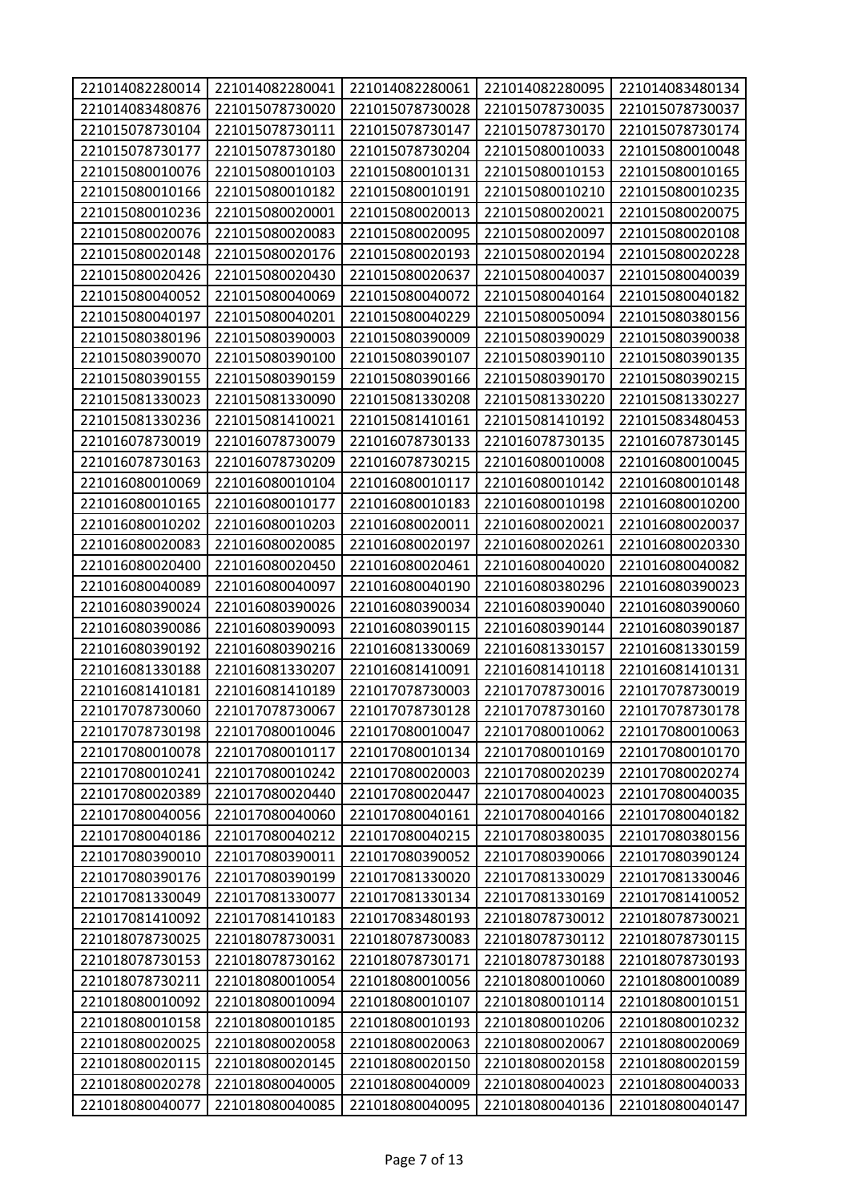| 221014082280014 | 221014082280041 | 221014082280061 | 221014082280095 | 221014083480134 |
|---|---|---|---|---|
| 221014083480876 | 221015078730020 | 221015078730028 | 221015078730035 | 221015078730037 |
| 221015078730104 | 221015078730111 | 221015078730147 | 221015078730170 | 221015078730174 |
| 221015078730177 | 221015078730180 | 221015078730204 | 221015080010033 | 221015080010048 |
| 221015080010076 | 221015080010103 | 221015080010131 | 221015080010153 | 221015080010165 |
| 221015080010166 | 221015080010182 | 221015080010191 | 221015080010210 | 221015080010235 |
| 221015080010236 | 221015080020001 | 221015080020013 | 221015080020021 | 221015080020075 |
| 221015080020076 | 221015080020083 | 221015080020095 | 221015080020097 | 221015080020108 |
| 221015080020148 | 221015080020176 | 221015080020193 | 221015080020194 | 221015080020228 |
| 221015080020426 | 221015080020430 | 221015080020637 | 221015080040037 | 221015080040039 |
| 221015080040052 | 221015080040069 | 221015080040072 | 221015080040164 | 221015080040182 |
| 221015080040197 | 221015080040201 | 221015080040229 | 221015080050094 | 221015080380156 |
| 221015080380196 | 221015080390003 | 221015080390009 | 221015080390029 | 221015080390038 |
| 221015080390070 | 221015080390100 | 221015080390107 | 221015080390110 | 221015080390135 |
| 221015080390155 | 221015080390159 | 221015080390166 | 221015080390170 | 221015080390215 |
| 221015081330023 | 221015081330090 | 221015081330208 | 221015081330220 | 221015081330227 |
| 221015081330236 | 221015081410021 | 221015081410161 | 221015081410192 | 221015083480453 |
| 221016078730019 | 221016078730079 | 221016078730133 | 221016078730135 | 221016078730145 |
| 221016078730163 | 221016078730209 | 221016078730215 | 221016080010008 | 221016080010045 |
| 221016080010069 | 221016080010104 | 221016080010117 | 221016080010142 | 221016080010148 |
| 221016080010165 | 221016080010177 | 221016080010183 | 221016080010198 | 221016080010200 |
| 221016080010202 | 221016080010203 | 221016080020011 | 221016080020021 | 221016080020037 |
| 221016080020083 | 221016080020085 | 221016080020197 | 221016080020261 | 221016080020330 |
| 221016080020400 | 221016080020450 | 221016080020461 | 221016080040020 | 221016080040082 |
| 221016080040089 | 221016080040097 | 221016080040190 | 221016080380296 | 221016080390023 |
| 221016080390024 | 221016080390026 | 221016080390034 | 221016080390040 | 221016080390060 |
| 221016080390086 | 221016080390093 | 221016080390115 | 221016080390144 | 221016080390187 |
| 221016080390192 | 221016080390216 | 221016081330069 | 221016081330157 | 221016081330159 |
| 221016081330188 | 221016081330207 | 221016081410091 | 221016081410118 | 221016081410131 |
| 221016081410181 | 221016081410189 | 221017078730003 | 221017078730016 | 221017078730019 |
| 221017078730060 | 221017078730067 | 221017078730128 | 221017078730160 | 221017078730178 |
| 221017078730198 | 221017080010046 | 221017080010047 | 221017080010062 | 221017080010063 |
| 221017080010078 | 221017080010117 | 221017080010134 | 221017080010169 | 221017080010170 |
| 221017080010241 | 221017080010242 | 221017080020003 | 221017080020239 | 221017080020274 |
| 221017080020389 | 221017080020440 | 221017080020447 | 221017080040023 | 221017080040035 |
| 221017080040056 | 221017080040060 | 221017080040161 | 221017080040166 | 221017080040182 |
| 221017080040186 | 221017080040212 | 221017080040215 | 221017080380035 | 221017080380156 |
| 221017080390010 | 221017080390011 | 221017080390052 | 221017080390066 | 221017080390124 |
| 221017080390176 | 221017080390199 | 221017081330020 | 221017081330029 | 221017081330046 |
| 221017081330049 | 221017081330077 | 221017081330134 | 221017081330169 | 221017081410052 |
| 221017081410092 | 221017081410183 | 221017083480193 | 221018078730012 | 221018078730021 |
| 221018078730025 | 221018078730031 | 221018078730083 | 221018078730112 | 221018078730115 |
| 221018078730153 | 221018078730162 | 221018078730171 | 221018078730188 | 221018078730193 |
| 221018078730211 | 221018080010054 | 221018080010056 | 221018080010060 | 221018080010089 |
| 221018080010092 | 221018080010094 | 221018080010107 | 221018080010114 | 221018080010151 |
| 221018080010158 | 221018080010185 | 221018080010193 | 221018080010206 | 221018080010232 |
| 221018080020025 | 221018080020058 | 221018080020063 | 221018080020067 | 221018080020069 |
| 221018080020115 | 221018080020145 | 221018080020150 | 221018080020158 | 221018080020159 |
| 221018080020278 | 221018080040005 | 221018080040009 | 221018080040023 | 221018080040033 |
| 221018080040077 | 221018080040085 | 221018080040095 | 221018080040136 | 221018080040147 |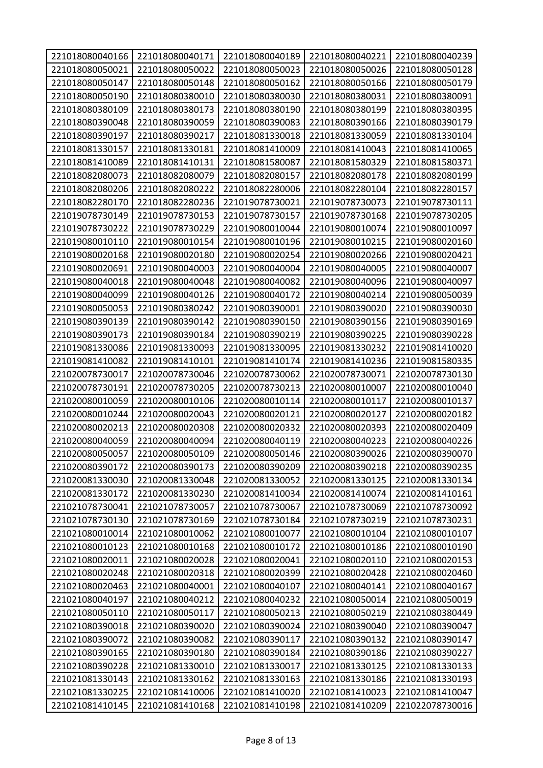| | | | | |
|---|---|---|---|---|
| 221018080040166 | 221018080040171 | 221018080040189 | 221018080040221 | 221018080040239 |
| 221018080050021 | 221018080050022 | 221018080050023 | 221018080050026 | 221018080050128 |
| 221018080050147 | 221018080050148 | 221018080050162 | 221018080050166 | 221018080050179 |
| 221018080050190 | 221018080380010 | 221018080380030 | 221018080380031 | 221018080380091 |
| 221018080380109 | 221018080380173 | 221018080380190 | 221018080380199 | 221018080380395 |
| 221018080390048 | 221018080390059 | 221018080390083 | 221018080390166 | 221018080390179 |
| 221018080390197 | 221018080390217 | 221018081330018 | 221018081330059 | 221018081330104 |
| 221018081330157 | 221018081330181 | 221018081410009 | 221018081410043 | 221018081410065 |
| 221018081410089 | 221018081410131 | 221018081580087 | 221018081580329 | 221018081580371 |
| 221018082080073 | 221018082080079 | 221018082080157 | 221018082080178 | 221018082080199 |
| 221018082080206 | 221018082080222 | 221018082280006 | 221018082280104 | 221018082280157 |
| 221018082280170 | 221018082280236 | 221019078730021 | 221019078730073 | 221019078730111 |
| 221019078730149 | 221019078730153 | 221019078730157 | 221019078730168 | 221019078730205 |
| 221019078730222 | 221019078730229 | 221019080010044 | 221019080010074 | 221019080010097 |
| 221019080010110 | 221019080010154 | 221019080010196 | 221019080010215 | 221019080020160 |
| 221019080020168 | 221019080020180 | 221019080020254 | 221019080020266 | 221019080020421 |
| 221019080020691 | 221019080040003 | 221019080040004 | 221019080040005 | 221019080040007 |
| 221019080040018 | 221019080040048 | 221019080040082 | 221019080040096 | 221019080040097 |
| 221019080040099 | 221019080040126 | 221019080040172 | 221019080040214 | 221019080050039 |
| 221019080050053 | 221019080380242 | 221019080390001 | 221019080390020 | 221019080390030 |
| 221019080390139 | 221019080390142 | 221019080390150 | 221019080390156 | 221019080390169 |
| 221019080390173 | 221019080390184 | 221019080390219 | 221019080390225 | 221019080390228 |
| 221019081330086 | 221019081330093 | 221019081330095 | 221019081330232 | 221019081410020 |
| 221019081410082 | 221019081410101 | 221019081410174 | 221019081410236 | 221019081580335 |
| 221020078730017 | 221020078730046 | 221020078730062 | 221020078730071 | 221020078730130 |
| 221020078730191 | 221020078730205 | 221020078730213 | 221020080010007 | 221020080010040 |
| 221020080010059 | 221020080010106 | 221020080010114 | 221020080010117 | 221020080010137 |
| 221020080010244 | 221020080020043 | 221020080020121 | 221020080020127 | 221020080020182 |
| 221020080020213 | 221020080020308 | 221020080020332 | 221020080020393 | 221020080020409 |
| 221020080040059 | 221020080040094 | 221020080040119 | 221020080040223 | 221020080040226 |
| 221020080050057 | 221020080050109 | 221020080050146 | 221020080390026 | 221020080390070 |
| 221020080390172 | 221020080390173 | 221020080390209 | 221020080390218 | 221020080390235 |
| 221020081330030 | 221020081330048 | 221020081330052 | 221020081330125 | 221020081330134 |
| 221020081330172 | 221020081330230 | 221020081410034 | 221020081410074 | 221020081410161 |
| 221021078730041 | 221021078730057 | 221021078730067 | 221021078730069 | 221021078730092 |
| 221021078730130 | 221021078730169 | 221021078730184 | 221021078730219 | 221021078730231 |
| 221021080010014 | 221021080010062 | 221021080010077 | 221021080010104 | 221021080010107 |
| 221021080010123 | 221021080010168 | 221021080010172 | 221021080010186 | 221021080010190 |
| 221021080020011 | 221021080020028 | 221021080020041 | 221021080020110 | 221021080020153 |
| 221021080020248 | 221021080020318 | 221021080020399 | 221021080020428 | 221021080020460 |
| 221021080020463 | 221021080040001 | 221021080040107 | 221021080040141 | 221021080040167 |
| 221021080040197 | 221021080040212 | 221021080040232 | 221021080050014 | 221021080050019 |
| 221021080050110 | 221021080050117 | 221021080050213 | 221021080050219 | 221021080380449 |
| 221021080390018 | 221021080390020 | 221021080390024 | 221021080390040 | 221021080390047 |
| 221021080390072 | 221021080390082 | 221021080390117 | 221021080390132 | 221021080390147 |
| 221021080390165 | 221021080390180 | 221021080390184 | 221021080390186 | 221021080390227 |
| 221021080390228 | 221021081330010 | 221021081330017 | 221021081330125 | 221021081330133 |
| 221021081330143 | 221021081330162 | 221021081330163 | 221021081330186 | 221021081330193 |
| 221021081330225 | 221021081410006 | 221021081410020 | 221021081410023 | 221021081410047 |
| 221021081410145 | 221021081410168 | 221021081410198 | 221021081410209 | 221022078730016 |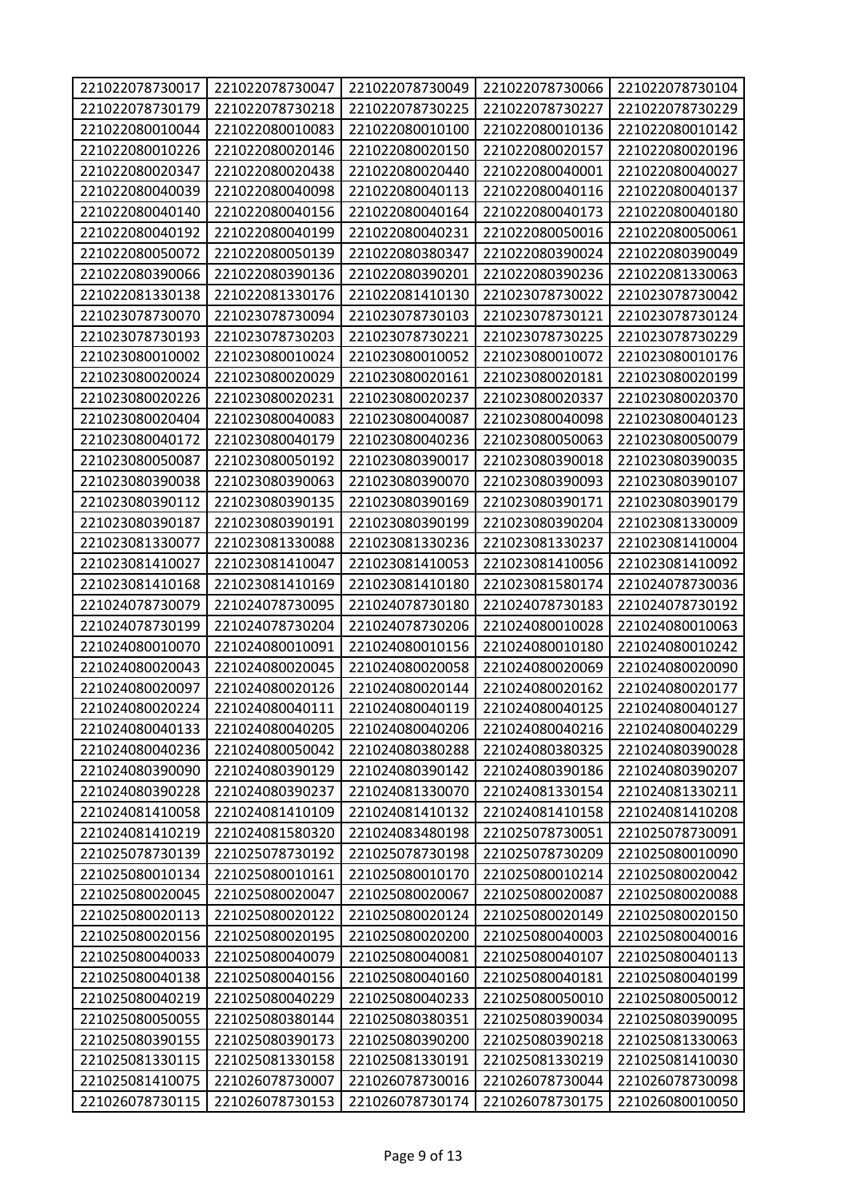| 221022078730017 | 221022078730047 | 221022078730049 | 221022078730066 | 221022078730104 |
|---|---|---|---|---|
| 221022078730179 | 221022078730218 | 221022078730225 | 221022078730227 | 221022078730229 |
| 221022080010044 | 221022080010083 | 221022080010100 | 221022080010136 | 221022080010142 |
| 221022080010226 | 221022080020146 | 221022080020150 | 221022080020157 | 221022080020196 |
| 221022080020347 | 221022080020438 | 221022080020440 | 221022080040001 | 221022080040027 |
| 221022080040039 | 221022080040098 | 221022080040113 | 221022080040116 | 221022080040137 |
| 221022080040140 | 221022080040156 | 221022080040164 | 221022080040173 | 221022080040180 |
| 221022080040192 | 221022080040199 | 221022080040231 | 221022080050016 | 221022080050061 |
| 221022080050072 | 221022080050139 | 221022080380347 | 221022080390024 | 221022080390049 |
| 221022080390066 | 221022080390136 | 221022080390201 | 221022080390236 | 221022081330063 |
| 221022081330138 | 221022081330176 | 221022081410130 | 221023078730022 | 221023078730042 |
| 221023078730070 | 221023078730094 | 221023078730103 | 221023078730121 | 221023078730124 |
| 221023078730193 | 221023078730203 | 221023078730221 | 221023078730225 | 221023078730229 |
| 221023080010002 | 221023080010024 | 221023080010052 | 221023080010072 | 221023080010176 |
| 221023080020024 | 221023080020029 | 221023080020161 | 221023080020181 | 221023080020199 |
| 221023080020226 | 221023080020231 | 221023080020237 | 221023080020337 | 221023080020370 |
| 221023080020404 | 221023080040083 | 221023080040087 | 221023080040098 | 221023080040123 |
| 221023080040172 | 221023080040179 | 221023080040236 | 221023080050063 | 221023080050079 |
| 221023080050087 | 221023080050192 | 221023080390017 | 221023080390018 | 221023080390035 |
| 221023080390038 | 221023080390063 | 221023080390070 | 221023080390093 | 221023080390107 |
| 221023080390112 | 221023080390135 | 221023080390169 | 221023080390171 | 221023080390179 |
| 221023080390187 | 221023080390191 | 221023080390199 | 221023080390204 | 221023081330009 |
| 221023081330077 | 221023081330088 | 221023081330236 | 221023081330237 | 221023081410004 |
| 221023081410027 | 221023081410047 | 221023081410053 | 221023081410056 | 221023081410092 |
| 221023081410168 | 221023081410169 | 221023081410180 | 221023081580174 | 221024078730036 |
| 221024078730079 | 221024078730095 | 221024078730180 | 221024078730183 | 221024078730192 |
| 221024078730199 | 221024078730204 | 221024078730206 | 221024080010028 | 221024080010063 |
| 221024080010070 | 221024080010091 | 221024080010156 | 221024080010180 | 221024080010242 |
| 221024080020043 | 221024080020045 | 221024080020058 | 221024080020069 | 221024080020090 |
| 221024080020097 | 221024080020126 | 221024080020144 | 221024080020162 | 221024080020177 |
| 221024080020224 | 221024080040111 | 221024080040119 | 221024080040125 | 221024080040127 |
| 221024080040133 | 221024080040205 | 221024080040206 | 221024080040216 | 221024080040229 |
| 221024080040236 | 221024080050042 | 221024080380288 | 221024080380325 | 221024080390028 |
| 221024080390090 | 221024080390129 | 221024080390142 | 221024080390186 | 221024080390207 |
| 221024080390228 | 221024080390237 | 221024081330070 | 221024081330154 | 221024081330211 |
| 221024081410058 | 221024081410109 | 221024081410132 | 221024081410158 | 221024081410208 |
| 221024081410219 | 221024081580320 | 221024083480198 | 221025078730051 | 221025078730091 |
| 221025078730139 | 221025078730192 | 221025078730198 | 221025078730209 | 221025080010090 |
| 221025080010134 | 221025080010161 | 221025080010170 | 221025080010214 | 221025080020042 |
| 221025080020045 | 221025080020047 | 221025080020067 | 221025080020087 | 221025080020088 |
| 221025080020113 | 221025080020122 | 221025080020124 | 221025080020149 | 221025080020150 |
| 221025080020156 | 221025080020195 | 221025080020200 | 221025080040003 | 221025080040016 |
| 221025080040033 | 221025080040079 | 221025080040081 | 221025080040107 | 221025080040113 |
| 221025080040138 | 221025080040156 | 221025080040160 | 221025080040181 | 221025080040199 |
| 221025080040219 | 221025080040229 | 221025080040233 | 221025080050010 | 221025080050012 |
| 221025080050055 | 221025080380144 | 221025080380351 | 221025080390034 | 221025080390095 |
| 221025080390155 | 221025080390173 | 221025080390200 | 221025080390218 | 221025081330063 |
| 221025081330115 | 221025081330158 | 221025081330191 | 221025081330219 | 221025081410030 |
| 221025081410075 | 221026078730007 | 221026078730016 | 221026078730044 | 221026078730098 |
| 221026078730115 | 221026078730153 | 221026078730174 | 221026078730175 | 221026080010050 |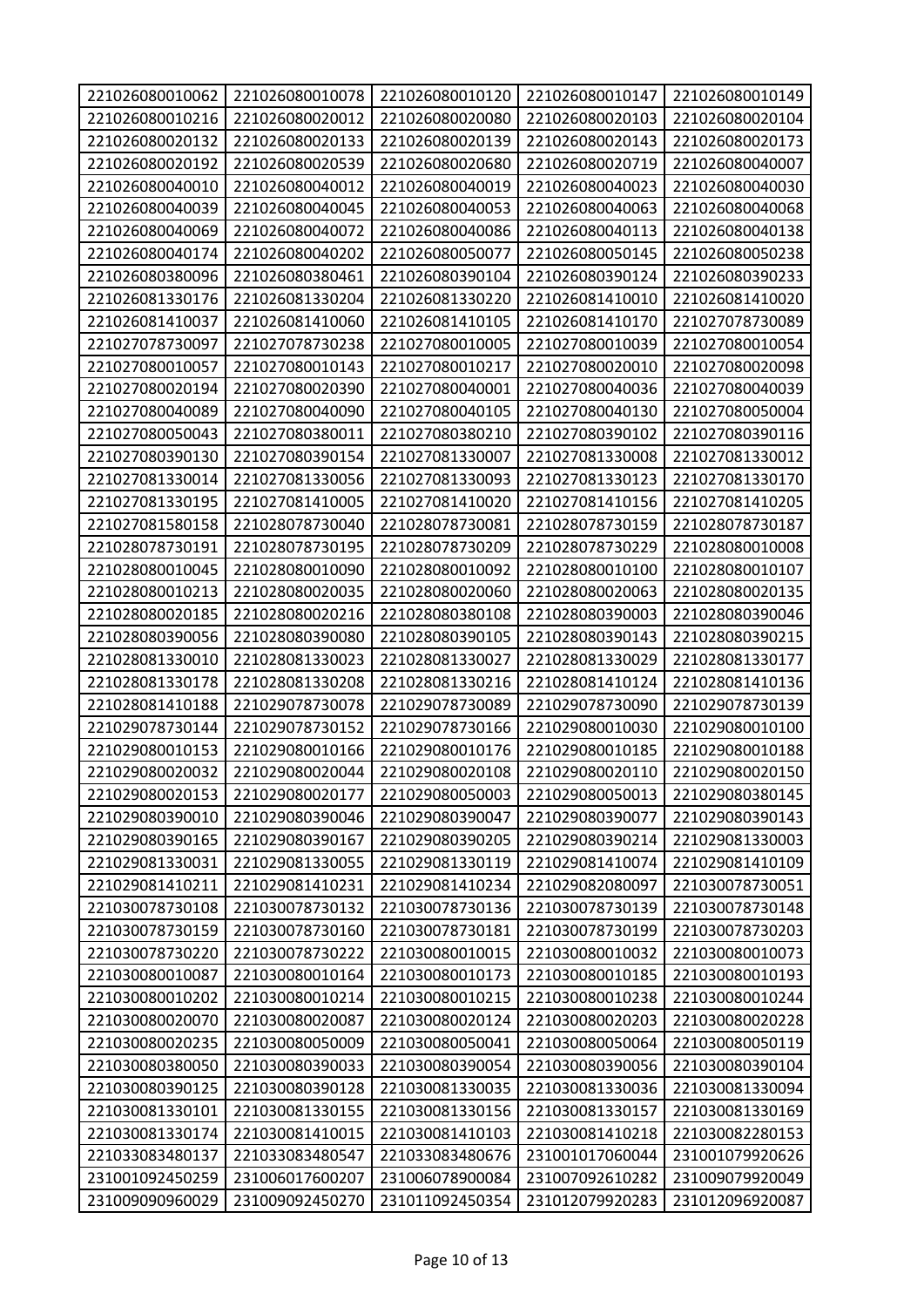| 221026080010062 | 221026080010078 | 221026080010120 | 221026080010147 | 221026080010149 |
|---|---|---|---|---|
| 221026080010216 | 221026080020012 | 221026080020080 | 221026080020103 | 221026080020104 |
| 221026080020132 | 221026080020133 | 221026080020139 | 221026080020143 | 221026080020173 |
| 221026080020192 | 221026080020539 | 221026080020680 | 221026080020719 | 221026080040007 |
| 221026080040010 | 221026080040012 | 221026080040019 | 221026080040023 | 221026080040030 |
| 221026080040039 | 221026080040045 | 221026080040053 | 221026080040063 | 221026080040068 |
| 221026080040069 | 221026080040072 | 221026080040086 | 221026080040113 | 221026080040138 |
| 221026080040174 | 221026080040202 | 221026080050077 | 221026080050145 | 221026080050238 |
| 221026080380096 | 221026080380461 | 221026080390104 | 221026080390124 | 221026080390233 |
| 221026081330176 | 221026081330204 | 221026081330220 | 221026081410010 | 221026081410020 |
| 221026081410037 | 221026081410060 | 221026081410105 | 221026081410170 | 221027078730089 |
| 221027078730097 | 221027078730238 | 221027080010005 | 221027080010039 | 221027080010054 |
| 221027080010057 | 221027080010143 | 221027080010217 | 221027080020010 | 221027080020098 |
| 221027080020194 | 221027080020390 | 221027080040001 | 221027080040036 | 221027080040039 |
| 221027080040089 | 221027080040090 | 221027080040105 | 221027080040130 | 221027080050004 |
| 221027080050043 | 221027080380011 | 221027080380210 | 221027080390102 | 221027080390116 |
| 221027080390130 | 221027080390154 | 221027081330007 | 221027081330008 | 221027081330012 |
| 221027081330014 | 221027081330056 | 221027081330093 | 221027081330123 | 221027081330170 |
| 221027081330195 | 221027081410005 | 221027081410020 | 221027081410156 | 221027081410205 |
| 221027081580158 | 221028078730040 | 221028078730081 | 221028078730159 | 221028078730187 |
| 221028078730191 | 221028078730195 | 221028078730209 | 221028078730229 | 221028080010008 |
| 221028080010045 | 221028080010090 | 221028080010092 | 221028080010100 | 221028080010107 |
| 221028080010213 | 221028080020035 | 221028080020060 | 221028080020063 | 221028080020135 |
| 221028080020185 | 221028080020216 | 221028080380108 | 221028080390003 | 221028080390046 |
| 221028080390056 | 221028080390080 | 221028080390105 | 221028080390143 | 221028080390215 |
| 221028081330010 | 221028081330023 | 221028081330027 | 221028081330029 | 221028081330177 |
| 221028081330178 | 221028081330208 | 221028081330216 | 221028081410124 | 221028081410136 |
| 221028081410188 | 221029078730078 | 221029078730089 | 221029078730090 | 221029078730139 |
| 221029078730144 | 221029078730152 | 221029078730166 | 221029080010030 | 221029080010100 |
| 221029080010153 | 221029080010166 | 221029080010176 | 221029080010185 | 221029080010188 |
| 221029080020032 | 221029080020044 | 221029080020108 | 221029080020110 | 221029080020150 |
| 221029080020153 | 221029080020177 | 221029080050003 | 221029080050013 | 221029080380145 |
| 221029080390010 | 221029080390046 | 221029080390047 | 221029080390077 | 221029080390143 |
| 221029080390165 | 221029080390167 | 221029080390205 | 221029080390214 | 221029081330003 |
| 221029081330031 | 221029081330055 | 221029081330119 | 221029081410074 | 221029081410109 |
| 221029081410211 | 221029081410231 | 221029081410234 | 221029082080097 | 221030078730051 |
| 221030078730108 | 221030078730132 | 221030078730136 | 221030078730139 | 221030078730148 |
| 221030078730159 | 221030078730160 | 221030078730181 | 221030078730199 | 221030078730203 |
| 221030078730220 | 221030078730222 | 221030080010015 | 221030080010032 | 221030080010073 |
| 221030080010087 | 221030080010164 | 221030080010173 | 221030080010185 | 221030080010193 |
| 221030080010202 | 221030080010214 | 221030080010215 | 221030080010238 | 221030080010244 |
| 221030080020070 | 221030080020087 | 221030080020124 | 221030080020203 | 221030080020228 |
| 221030080020235 | 221030080050009 | 221030080050041 | 221030080050064 | 221030080050119 |
| 221030080380050 | 221030080390033 | 221030080390054 | 221030080390056 | 221030080390104 |
| 221030080390125 | 221030080390128 | 221030081330035 | 221030081330036 | 221030081330094 |
| 221030081330101 | 221030081330155 | 221030081330156 | 221030081330157 | 221030081330169 |
| 221030081330174 | 221030081410015 | 221030081410103 | 221030081410218 | 221030082280153 |
| 221033083480137 | 221033083480547 | 221033083480676 | 231001017060044 | 231001079920626 |
| 231001092450259 | 231006017600207 | 231006078900084 | 231007092610282 | 231009079920049 |
| 231009090960029 | 231009092450270 | 231011092450354 | 231012079920283 | 231012096920087 |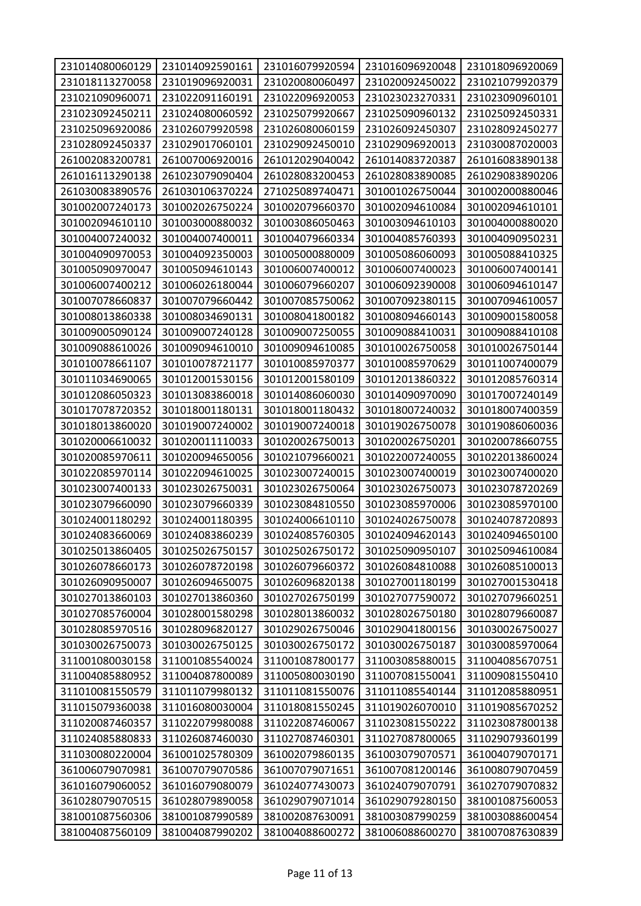| 231014080060129 | 231014092590161 | 231016079920594 | 231016096920048 | 231018096920069 |
|---|---|---|---|---|
| 231018113270058 | 231019096920031 | 231020080060497 | 231020092450022 | 231021079920379 |
| 231021090960071 | 231022091160191 | 231022096920053 | 231023023270331 | 231023090960101 |
| 231023092450211 | 231024080060592 | 231025079920667 | 231025090960132 | 231025092450331 |
| 231025096920086 | 231026079920598 | 231026080060159 | 231026092450307 | 231028092450277 |
| 231028092450337 | 231029017060101 | 231029092450010 | 231029096920013 | 231030087020003 |
| 261002083200781 | 261007006920016 | 261012029040042 | 261014083720387 | 261016083890138 |
| 261016113290138 | 261023079090404 | 261028083200453 | 261028083890085 | 261029083890206 |
| 261030083890576 | 261030106370224 | 271025089740471 | 301001026750044 | 301002000880046 |
| 301002007240173 | 301002026750224 | 301002079660370 | 301002094610084 | 301002094610101 |
| 301002094610110 | 301003000880032 | 301003086050463 | 301003094610103 | 301004000880020 |
| 301004007240032 | 301004007400011 | 301004079660334 | 301004085760393 | 301004090950231 |
| 301004090970053 | 301004092350003 | 301005000880009 | 301005086060093 | 301005088410325 |
| 301005090970047 | 301005094610143 | 301006007400012 | 301006007400023 | 301006007400141 |
| 301006007400212 | 301006026180044 | 301006079660207 | 301006092390008 | 301006094610147 |
| 301007078660837 | 301007079660442 | 301007085750062 | 301007092380115 | 301007094610057 |
| 301008013860338 | 301008034690131 | 301008041800182 | 301008094660143 | 301009001580058 |
| 301009005090124 | 301009007240128 | 301009007250055 | 301009088410031 | 301009088410108 |
| 301009088610026 | 301009094610010 | 301009094610085 | 301010026750058 | 301010026750144 |
| 301010078661107 | 301010078721177 | 301010085970377 | 301010085970629 | 301011007400079 |
| 301011034690065 | 301012001530156 | 301012001580109 | 301012013860322 | 301012085760314 |
| 301012086050323 | 301013083860018 | 301014086060030 | 301014090970090 | 301017007240149 |
| 301017078720352 | 301018001180131 | 301018001180432 | 301018007240032 | 301018007400359 |
| 301018013860020 | 301019007240002 | 301019007240018 | 301019026750078 | 301019086060036 |
| 301020006610032 | 301020011110033 | 301020026750013 | 301020026750201 | 301020078660755 |
| 301020085970611 | 301020094650056 | 301021079660021 | 301022007240055 | 301022013860024 |
| 301022085970114 | 301022094610025 | 301023007240015 | 301023007400019 | 301023007400020 |
| 301023007400133 | 301023026750031 | 301023026750064 | 301023026750073 | 301023078720269 |
| 301023079660090 | 301023079660339 | 301023084810550 | 301023085970006 | 301023085970100 |
| 301024001180292 | 301024001180395 | 301024006610110 | 301024026750078 | 301024078720893 |
| 301024083660069 | 301024083860239 | 301024085760305 | 301024094620143 | 301024094650100 |
| 301025013860405 | 301025026750157 | 301025026750172 | 301025090950107 | 301025094610084 |
| 301026078660173 | 301026078720198 | 301026079660372 | 301026084810088 | 301026085100013 |
| 301026090950007 | 301026094650075 | 301026096820138 | 301027001180199 | 301027001530418 |
| 301027013860103 | 301027013860360 | 301027026750199 | 301027077590072 | 301027079660251 |
| 301027085760004 | 301028001580298 | 301028013860032 | 301028026750180 | 301028079660087 |
| 301028085970516 | 301028096820127 | 301029026750046 | 301029041800156 | 301030026750027 |
| 301030026750073 | 301030026750125 | 301030026750172 | 301030026750187 | 301030085970064 |
| 311001080030158 | 311001085540024 | 311001087800177 | 311003085880015 | 311004085670751 |
| 311004085880952 | 311004087800089 | 311005080030190 | 311007081550041 | 311009081550410 |
| 311010081550579 | 311011079980132 | 311011081550076 | 311011085540144 | 311012085880951 |
| 311015079360038 | 311016080030004 | 311018081550245 | 311019026070010 | 311019085670252 |
| 311020087460357 | 311022079980088 | 311022087460067 | 311023081550222 | 311023087800138 |
| 311024085880833 | 311026087460030 | 311027087460301 | 311027087800065 | 311029079360199 |
| 311030080220004 | 361001025780309 | 361002079860135 | 361003079070571 | 361004079070171 |
| 361006079070981 | 361007079070586 | 361007079071651 | 361007081200146 | 361008079070459 |
| 361016079060052 | 361016079080079 | 361024077430073 | 361024079070791 | 361027079070832 |
| 361028079070515 | 361028079890058 | 361029079071014 | 361029079280150 | 381001087560053 |
| 381001087560306 | 381001087990589 | 381002087630091 | 381003087990259 | 381003088600454 |
| 381004087560109 | 381004087990202 | 381004088600272 | 381006088600270 | 381007087630839 |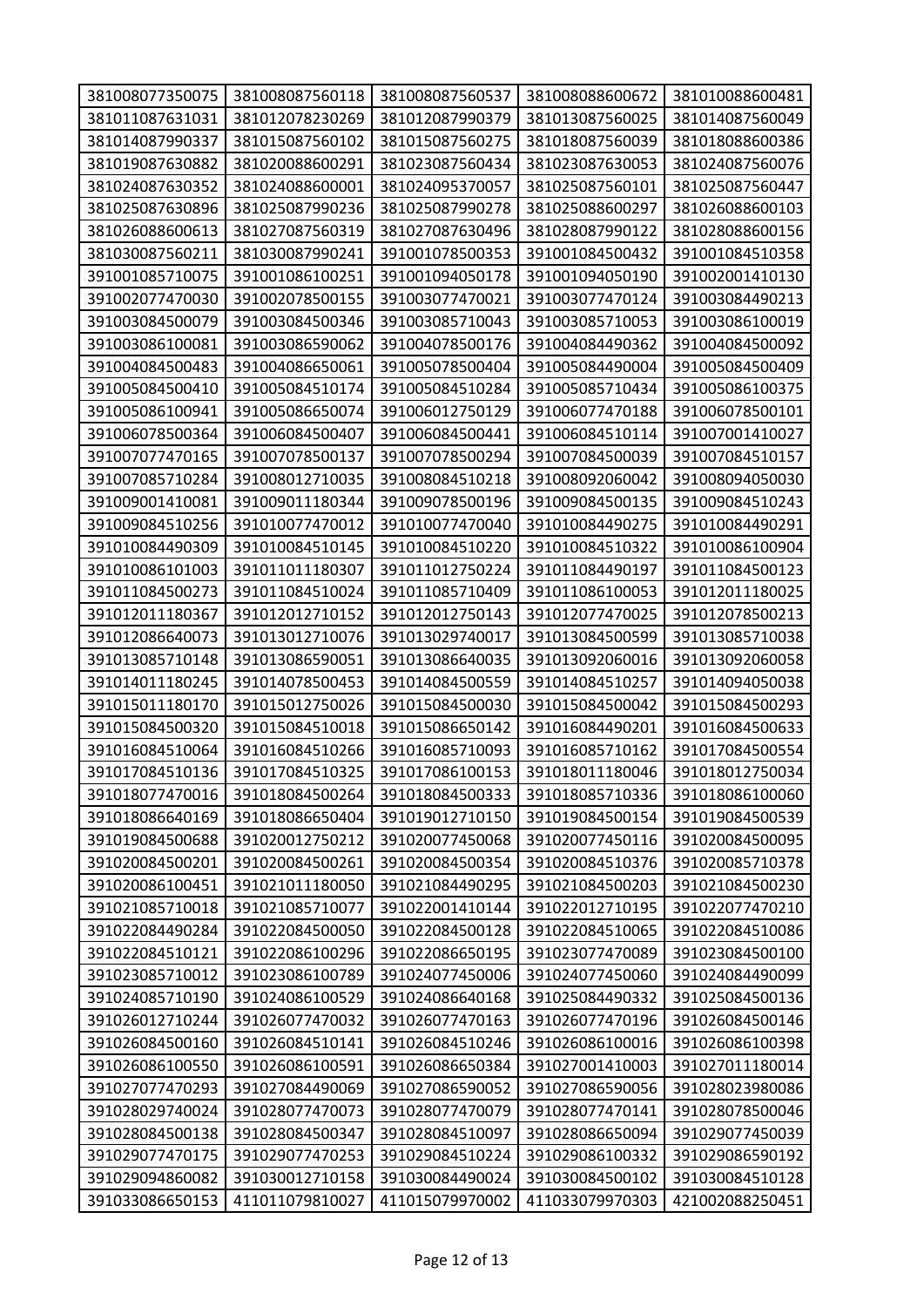| 381008077350075 | 381008087560118 | 381008087560537 | 381008088600672 | 381010088600481 |
|---|---|---|---|---|
| 381011087631031 | 381012078230269 | 381012087990379 | 381013087560025 | 381014087560049 |
| 381014087990337 | 381015087560102 | 381015087560275 | 381018087560039 | 381018088600386 |
| 381019087630882 | 381020088600291 | 381023087560434 | 381023087630053 | 381024087560076 |
| 381024087630352 | 381024088600001 | 381024095370057 | 381025087560101 | 381025087560447 |
| 381025087630896 | 381025087990236 | 381025087990278 | 381025088600297 | 381026088600103 |
| 381026088600613 | 381027087560319 | 381027087630496 | 381028087990122 | 381028088600156 |
| 381030087560211 | 381030087990241 | 391001078500353 | 391001084500432 | 391001084510358 |
| 391001085710075 | 391001086100251 | 391001094050178 | 391001094050190 | 391002001410130 |
| 391002077470030 | 391002078500155 | 391003077470021 | 391003077470124 | 391003084490213 |
| 391003084500079 | 391003084500346 | 391003085710043 | 391003085710053 | 391003086100019 |
| 391003086100081 | 391003086590062 | 391004078500176 | 391004084490362 | 391004084500092 |
| 391004084500483 | 391004086650061 | 391005078500404 | 391005084490004 | 391005084500409 |
| 391005084500410 | 391005084510174 | 391005084510284 | 391005085710434 | 391005086100375 |
| 391005086100941 | 391005086650074 | 391006012750129 | 391006077470188 | 391006078500101 |
| 391006078500364 | 391006084500407 | 391006084500441 | 391006084510114 | 391007001410027 |
| 391007077470165 | 391007078500137 | 391007078500294 | 391007084500039 | 391007084510157 |
| 391007085710284 | 391008012710035 | 391008084510218 | 391008092060042 | 391008094050030 |
| 391009001410081 | 391009011180344 | 391009078500196 | 391009084500135 | 391009084510243 |
| 391009084510256 | 391010077470012 | 391010077470040 | 391010084490275 | 391010084490291 |
| 391010084490309 | 391010084510145 | 391010084510220 | 391010084510322 | 391010086100904 |
| 391010086101003 | 391011011180307 | 391011012750224 | 391011084490197 | 391011084500123 |
| 391011084500273 | 391011084510024 | 391011085710409 | 391011086100053 | 391012011180025 |
| 391012011180367 | 391012012710152 | 391012012750143 | 391012077470025 | 391012078500213 |
| 391012086640073 | 391013012710076 | 391013029740017 | 391013084500599 | 391013085710038 |
| 391013085710148 | 391013086590051 | 391013086640035 | 391013092060016 | 391013092060058 |
| 391014011180245 | 391014078500453 | 391014084500559 | 391014084510257 | 391014094050038 |
| 391015011180170 | 391015012750026 | 391015084500030 | 391015084500042 | 391015084500293 |
| 391015084500320 | 391015084510018 | 391015086650142 | 391016084490201 | 391016084500633 |
| 391016084510064 | 391016084510266 | 391016085710093 | 391016085710162 | 391017084500554 |
| 391017084510136 | 391017084510325 | 391017086100153 | 391018011180046 | 391018012750034 |
| 391018077470016 | 391018084500264 | 391018084500333 | 391018085710336 | 391018086100060 |
| 391018086640169 | 391018086650404 | 391019012710150 | 391019084500154 | 391019084500539 |
| 391019084500688 | 391020012750212 | 391020077450068 | 391020077450116 | 391020084500095 |
| 391020084500201 | 391020084500261 | 391020084500354 | 391020084510376 | 391020085710378 |
| 391020086100451 | 391021011180050 | 391021084490295 | 391021084500203 | 391021084500230 |
| 391021085710018 | 391021085710077 | 391022001410144 | 391022012710195 | 391022077470210 |
| 391022084490284 | 391022084500050 | 391022084500128 | 391022084510065 | 391022084510086 |
| 391022084510121 | 391022086100296 | 391022086650195 | 391023077470089 | 391023084500100 |
| 391023085710012 | 391023086100789 | 391024077450006 | 391024077450060 | 391024084490099 |
| 391024085710190 | 391024086100529 | 391024086640168 | 391025084490332 | 391025084500136 |
| 391026012710244 | 391026077470032 | 391026077470163 | 391026077470196 | 391026084500146 |
| 391026084500160 | 391026084510141 | 391026084510246 | 391026086100016 | 391026086100398 |
| 391026086100550 | 391026086100591 | 391026086650384 | 391027001410003 | 391027011180014 |
| 391027077470293 | 391027084490069 | 391027086590052 | 391027086590056 | 391028023980086 |
| 391028029740024 | 391028077470073 | 391028077470079 | 391028077470141 | 391028078500046 |
| 391028084500138 | 391028084500347 | 391028084510097 | 391028086650094 | 391029077450039 |
| 391029077470175 | 391029077470253 | 391029084510224 | 391029086100332 | 391029086590192 |
| 391029094860082 | 391030012710158 | 391030084490024 | 391030084500102 | 391030084510128 |
| 391033086650153 | 411011079810027 | 411015079970002 | 411033079970303 | 421002088250451 |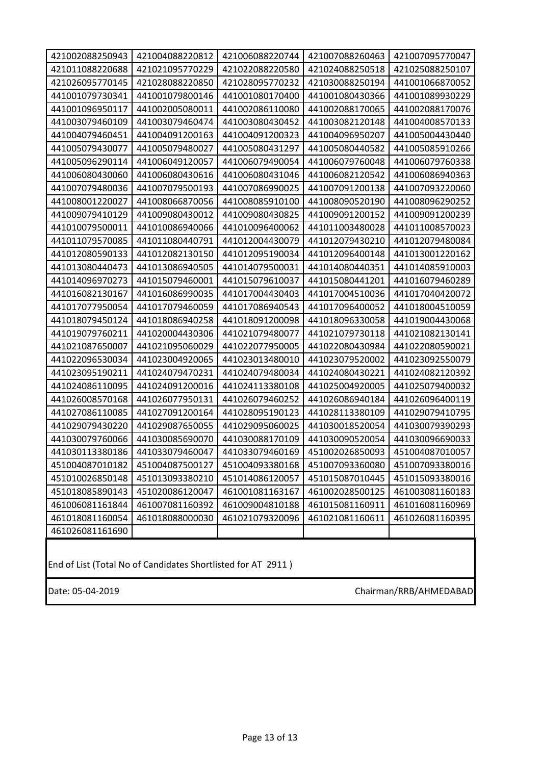| | | | | |
|---|---|---|---|---|
| 421002088250943 | 421004088220812 | 421006088220744 | 421007088260463 | 421007095770047 |
| 421011088220688 | 421021095770229 | 421022088220580 | 421024088250518 | 421025088250107 |
| 421026095770145 | 421028088220850 | 421028095770232 | 421030088250194 | 441001066870052 |
| 441001079730341 | 441001079800146 | 441001080170400 | 441001080430366 | 441001089930229 |
| 441001096950117 | 441002005080011 | 441002086110080 | 441002088170065 | 441002088170076 |
| 441003079460109 | 441003079460474 | 441003080430452 | 441003082120148 | 441004008570133 |
| 441004079460451 | 441004091200163 | 441004091200323 | 441004096950207 | 441005004430440 |
| 441005079430077 | 441005079480027 | 441005080431297 | 441005080440582 | 441005085910266 |
| 441005096290114 | 441006049120057 | 441006079490054 | 441006079760048 | 441006079760338 |
| 441006080430060 | 441006080430616 | 441006080431046 | 441006082120542 | 441006086940363 |
| 441007079480036 | 441007079500193 | 441007086990025 | 441007091200138 | 441007093220060 |
| 441008001220027 | 441008066870056 | 441008085910100 | 441008090520190 | 441008096290252 |
| 441009079410129 | 441009080430012 | 441009080430825 | 441009091200152 | 441009091200239 |
| 441010079500011 | 441010086940066 | 441010096400062 | 441011003480028 | 441011008570023 |
| 441011079570085 | 441011080440791 | 441012004430079 | 441012079430210 | 441012079480084 |
| 441012080590133 | 441012082130150 | 441012095190034 | 441012096400148 | 441013001220162 |
| 441013080440473 | 441013086940505 | 441014079500031 | 441014080440351 | 441014085910003 |
| 441014096970273 | 441015079460001 | 441015079610037 | 441015080441201 | 441016079460289 |
| 441016082130167 | 441016086990035 | 441017004430403 | 441017004510036 | 441017040420072 |
| 441017077950054 | 441017079460059 | 441017086940543 | 441017096400052 | 441018004510059 |
| 441018079450124 | 441018086940258 | 441018091200098 | 441018096330058 | 441019004430068 |
| 441019079760211 | 441020004430306 | 441021079480077 | 441021079730118 | 441021082130141 |
| 441021087650007 | 441021095060029 | 441022077950005 | 441022080430984 | 441022080590021 |
| 441022096530034 | 441023004920065 | 441023013480010 | 441023079520002 | 441023092550079 |
| 441023095190211 | 441024079470231 | 441024079480034 | 441024080430221 | 441024082120392 |
| 441024086110095 | 441024091200016 | 441024113380108 | 441025004920005 | 441025079400032 |
| 441026008570168 | 441026077950131 | 441026079460252 | 441026086940184 | 441026096400119 |
| 441027086110085 | 441027091200164 | 441028095190123 | 441028113380109 | 441029079410795 |
| 441029079430220 | 441029087650055 | 441029095060025 | 441030018520054 | 441030079390293 |
| 441030079760066 | 441030085690070 | 441030088170109 | 441030090520054 | 441030096690033 |
| 441030113380186 | 441033079460047 | 441033079460169 | 451002026850093 | 451004087010057 |
| 451004087010182 | 451004087500127 | 451004093380168 | 451007093360080 | 451007093380016 |
| 451010026850148 | 451013093380210 | 451014086120057 | 451015087010445 | 451015093380016 |
| 451018085890143 | 451020086120047 | 461001081163167 | 461002028500125 | 461003081160183 |
| 461006081161844 | 461007081160392 | 461009004810188 | 461015081160911 | 461016081160969 |
| 461018081160054 | 461018088000030 | 461021079320096 | 461021081160611 | 461026081160395 |
| 461026081161690 | | | | |

End of List (Total No of Candidates Shortlisted for AT 2911 )

Date: 05-04-2019

Chairman/RRB/AHMEDABAD